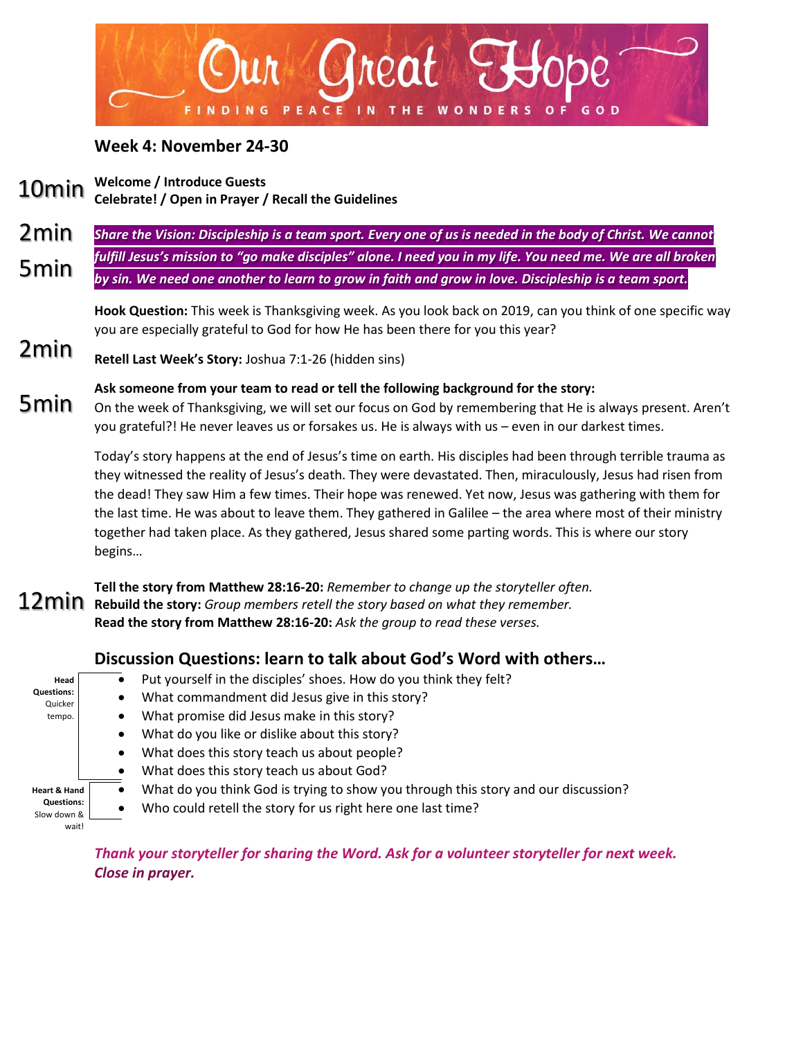# Our Great Hope

FINDING PEACE IN THE WONDERS OF GOD

## Week 4: November 24-30

10min **Welcome / Introduce Guests**
**Celebrate! / Open in Prayer / Recall the Guidelines**

2min ***Share the Vision: Discipleship is a team sport. Every one of us is needed in the body of Christ. We cannot fulfill Jesus's mission to "go make disciples" alone. I need you in my life. You need me. We are all broken by sin. We need one another to learn to grow in faith and grow in love. Discipleship is a team sport.***

5min **Hook Question:** This week is Thanksgiving week. As you look back on 2019, can you think of one specific way you are especially grateful to God for how He has been there for you this year?

2min **Retell Last Week's Story:** Joshua 7:1-26 (hidden sins)

5min **Ask someone from your team to read or tell the following background for the story:**
On the week of Thanksgiving, we will set our focus on God by remembering that He is always present. Aren't you grateful?! He never leaves us or forsakes us. He is always with us – even in our darkest times.

Today's story happens at the end of Jesus's time on earth. His disciples had been through terrible trauma as they witnessed the reality of Jesus's death. They were devastated. Then, miraculously, Jesus had risen from the dead! They saw Him a few times. Their hope was renewed. Yet now, Jesus was gathering with them for the last time. He was about to leave them. They gathered in Galilee – the area where most of their ministry together had taken place. As they gathered, Jesus shared some parting words. This is where our story begins…

12min **Tell the story from Matthew 28:16-20:** *Remember to change up the storyteller often.*
**Rebuild the story:** *Group members retell the story based on what they remember.*
**Read the story from Matthew 28:16-20:** *Ask the group to read these verses.*

### Discussion Questions: learn to talk about God's Word with others…

**Head Questions:** Quicker tempo.

- Put yourself in the disciples' shoes. How do you think they felt?
- What commandment did Jesus give in this story?
- What promise did Jesus make in this story?
- What do you like or dislike about this story?
- What does this story teach us about people?
- What does this story teach us about God?

**Heart & Hand Questions:** Slow down & wait!

- What do you think God is trying to show you through this story and our discussion?
- Who could retell the story for us right here one last time?

***Thank your storyteller for sharing the Word. Ask for a volunteer storyteller for next week. Close in prayer.***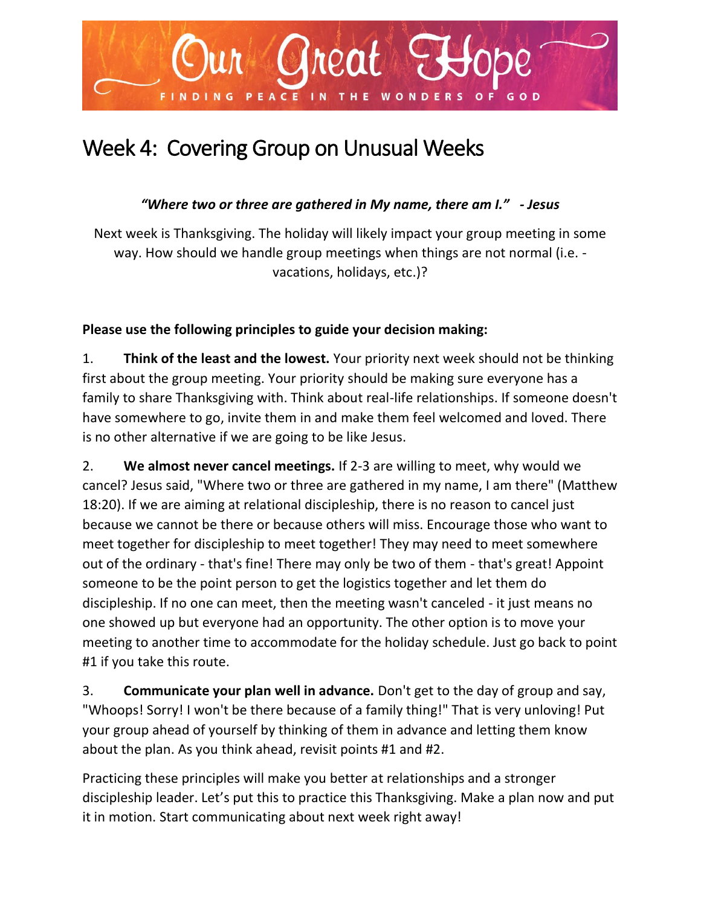# Our Great Hope

FINDING PEACE IN THE WONDERS OF GOD

## Week 4: Covering Group on Unusual Weeks

***"Where two or three are gathered in My name, there am I." - Jesus***

Next week is Thanksgiving. The holiday will likely impact your group meeting in some way. How should we handle group meetings when things are not normal (i.e. - vacations, holidays, etc.)?

**Please use the following principles to guide your decision making:**

1. **Think of the least and the lowest.** Your priority next week should not be thinking first about the group meeting. Your priority should be making sure everyone has a family to share Thanksgiving with. Think about real-life relationships. If someone doesn't have somewhere to go, invite them in and make them feel welcomed and loved. There is no other alternative if we are going to be like Jesus.

2. **We almost never cancel meetings.** If 2-3 are willing to meet, why would we cancel? Jesus said, "Where two or three are gathered in my name, I am there" (Matthew 18:20). If we are aiming at relational discipleship, there is no reason to cancel just because we cannot be there or because others will miss. Encourage those who want to meet together for discipleship to meet together! They may need to meet somewhere out of the ordinary - that's fine! There may only be two of them - that's great! Appoint someone to be the point person to get the logistics together and let them do discipleship. If no one can meet, then the meeting wasn't canceled - it just means no one showed up but everyone had an opportunity. The other option is to move your meeting to another time to accommodate for the holiday schedule. Just go back to point #1 if you take this route.

3. **Communicate your plan well in advance.** Don't get to the day of group and say, "Whoops! Sorry! I won't be there because of a family thing!" That is very unloving! Put your group ahead of yourself by thinking of them in advance and letting them know about the plan. As you think ahead, revisit points #1 and #2.

Practicing these principles will make you better at relationships and a stronger discipleship leader. Let's put this to practice this Thanksgiving. Make a plan now and put it in motion. Start communicating about next week right away!